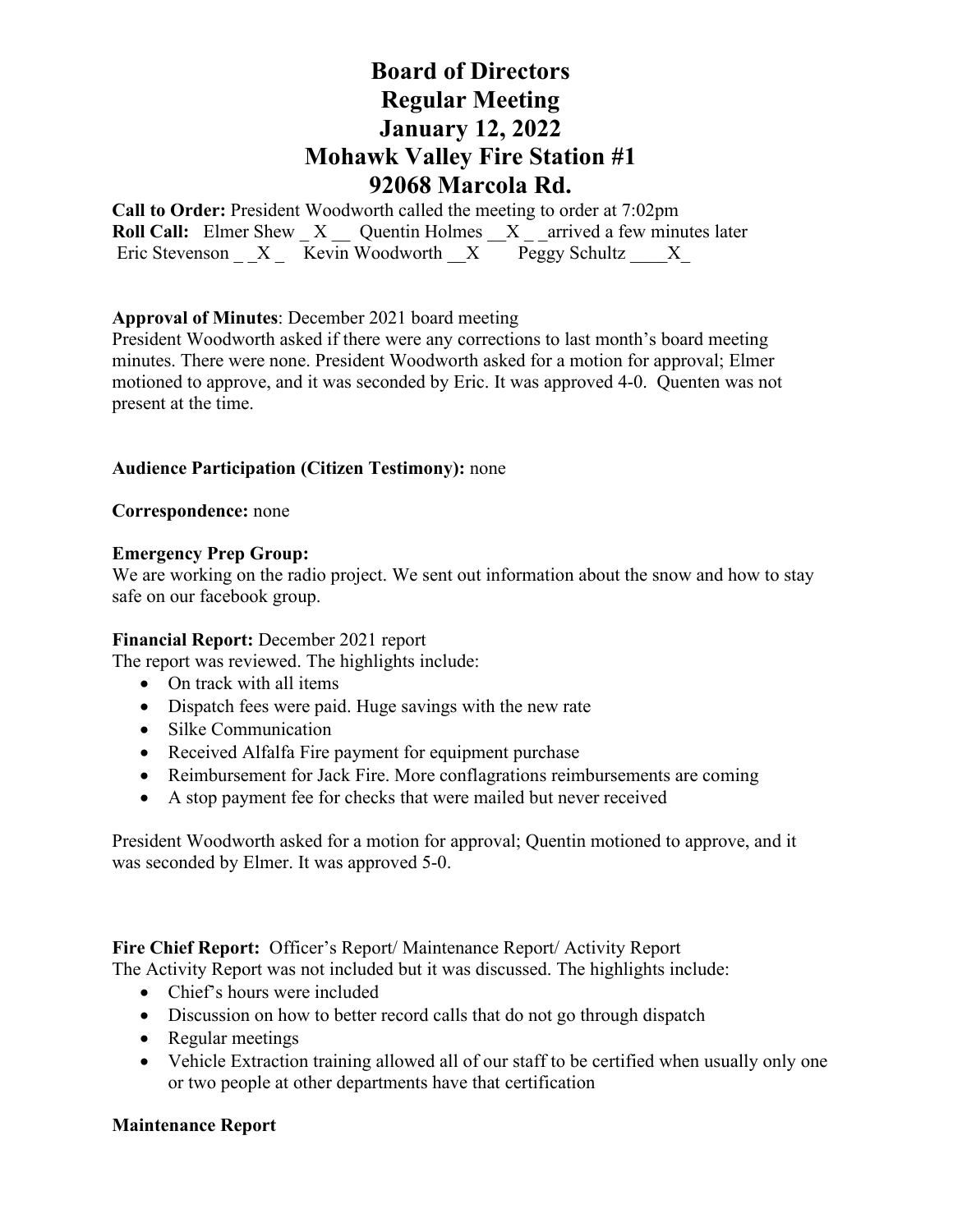# Board of Directors
# Regular Meeting
# January 12, 2022
# Mohawk Valley Fire Station #1
# 92068 Marcola Rd.

**Call to Order:** President Woodworth called the meeting to order at 7:02pm
**Roll Call:** Elmer Shew _ X __ Quentin Holmes __X _ _arrived a few minutes later
Eric Stevenson _ _X _ Kevin Woodworth __X Peggy Schultz ____X_

**Approval of Minutes**: December 2021 board meeting
President Woodworth asked if there were any corrections to last month's board meeting minutes. There were none. President Woodworth asked for a motion for approval; Elmer motioned to approve, and it was seconded by Eric. It was approved 4-0. Quenten was not present at the time.

**Audience Participation (Citizen Testimony):** none

**Correspondence:** none

**Emergency Prep Group:**
We are working on the radio project. We sent out information about the snow and how to stay safe on our facebook group.

**Financial Report:** December 2021 report
The report was reviewed. The highlights include:

- On track with all items
- Dispatch fees were paid. Huge savings with the new rate
- Silke Communication
- Received Alfalfa Fire payment for equipment purchase
- Reimbursement for Jack Fire. More conflagrations reimbursements are coming
- A stop payment fee for checks that were mailed but never received

President Woodworth asked for a motion for approval; Quentin motioned to approve, and it was seconded by Elmer. It was approved 5-0.

**Fire Chief Report:** Officer's Report/ Maintenance Report/ Activity Report
The Activity Report was not included but it was discussed. The highlights include:

- Chief's hours were included
- Discussion on how to better record calls that do not go through dispatch
- Regular meetings
- Vehicle Extraction training allowed all of our staff to be certified when usually only one or two people at other departments have that certification

**Maintenance Report**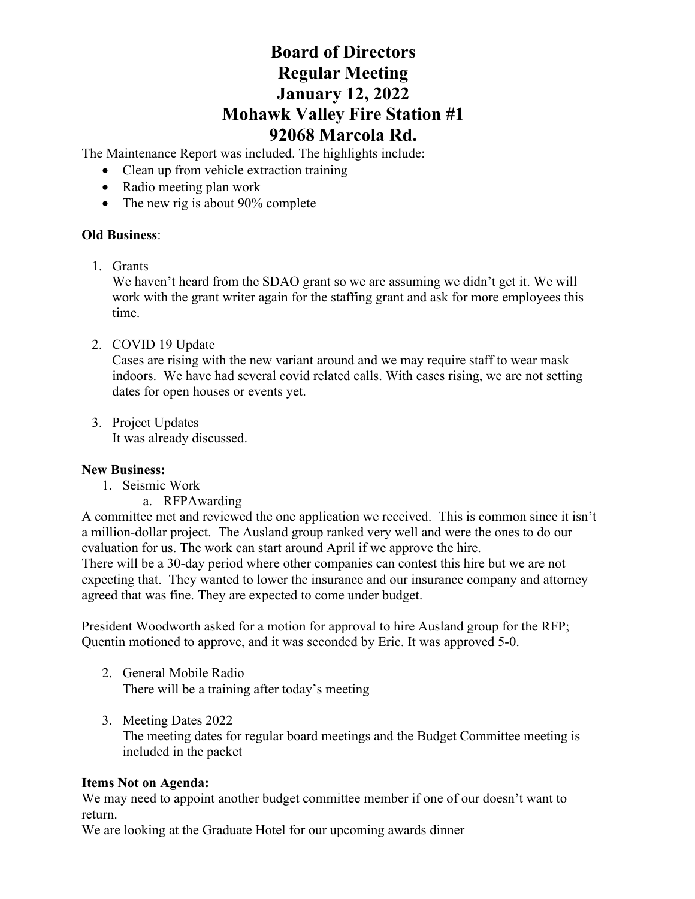# Board of Directors
# Regular Meeting
# January 12, 2022
# Mohawk Valley Fire Station #1
# 92068 Marcola Rd.

The Maintenance Report was included. The highlights include:

- Clean up from vehicle extraction training
- Radio meeting plan work
- The new rig is about 90% complete

**Old Business**:

1. Grants
   We haven't heard from the SDAO grant so we are assuming we didn't get it. We will work with the grant writer again for the staffing grant and ask for more employees this time.

2. COVID 19 Update
   Cases are rising with the new variant around and we may require staff to wear mask indoors. We have had several covid related calls. With cases rising, we are not setting dates for open houses or events yet.

3. Project Updates
   It was already discussed.

**New Business:**

1. Seismic Work
   a. RFPAwarding

A committee met and reviewed the one application we received. This is common since it isn't a million-dollar project. The Ausland group ranked very well and were the ones to do our evaluation for us. The work can start around April if we approve the hire.
There will be a 30-day period where other companies can contest this hire but we are not expecting that. They wanted to lower the insurance and our insurance company and attorney agreed that was fine. They are expected to come under budget.

President Woodworth asked for a motion for approval to hire Ausland group for the RFP; Quentin motioned to approve, and it was seconded by Eric. It was approved 5-0.

2. General Mobile Radio
   There will be a training after today's meeting

3. Meeting Dates 2022
   The meeting dates for regular board meetings and the Budget Committee meeting is included in the packet

**Items Not on Agenda:**

We may need to appoint another budget committee member if one of our doesn't want to return.
We are looking at the Graduate Hotel for our upcoming awards dinner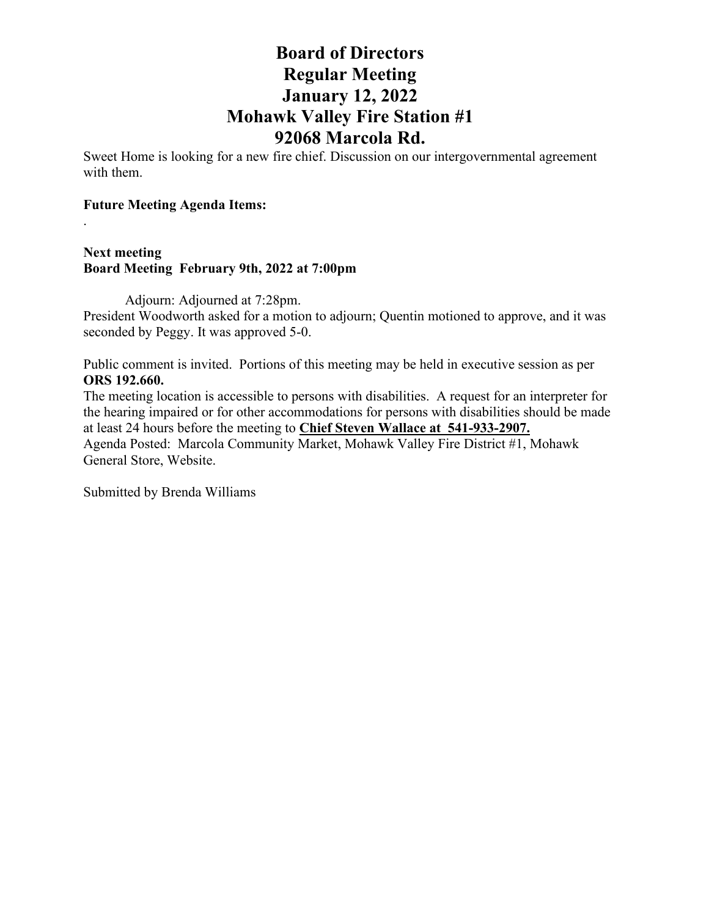# Board of Directors
# Regular Meeting
# January 12, 2022
# Mohawk Valley Fire Station #1
# 92068 Marcola Rd.

Sweet Home is looking for a new fire chief. Discussion on our intergovernmental agreement with them.

**Future Meeting Agenda Items:**

.

**Next meeting**
**Board Meeting February 9th, 2022 at 7:00pm**

Adjourn: Adjourned at 7:28pm.
President Woodworth asked for a motion to adjourn; Quentin motioned to approve, and it was seconded by Peggy. It was approved 5-0.

Public comment is invited. Portions of this meeting may be held in executive session as per **ORS 192.660.**
The meeting location is accessible to persons with disabilities. A request for an interpreter for the hearing impaired or for other accommodations for persons with disabilities should be made at least 24 hours before the meeting to **Chief Steven Wallace at 541-933-2907.**
Agenda Posted: Marcola Community Market, Mohawk Valley Fire District #1, Mohawk General Store, Website.

Submitted by Brenda Williams